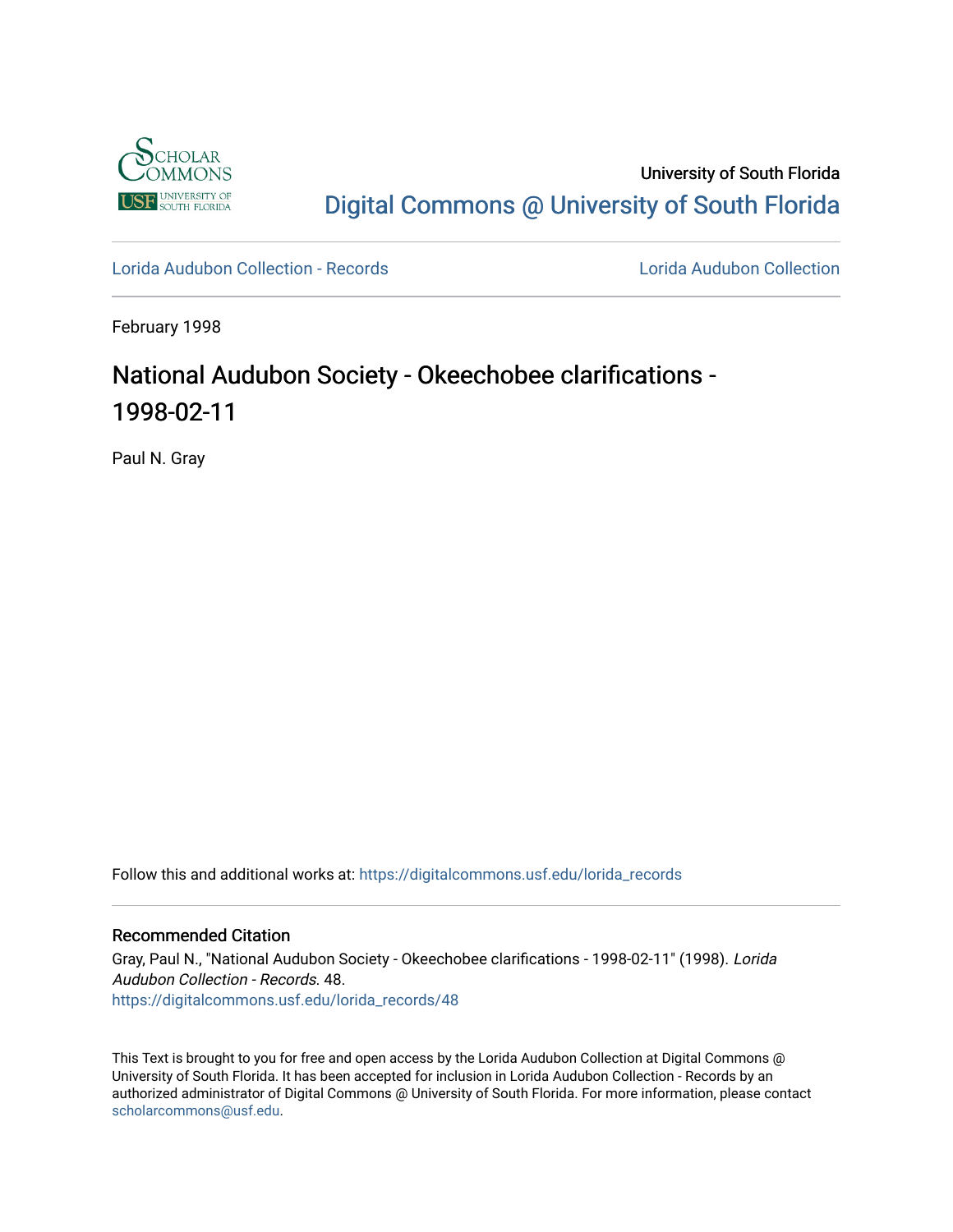University of South Florida

Digital Commons @ University of South Florida

Lorida Audubon Collection - Records

Lorida Audubon Collection

February 1998

# National Audubon Society - Okeechobee clarifications - 1998-02-11

Paul N. Gray

Follow this and additional works at: https://digitalcommons.usf.edu/lorida_records

## Recommended Citation

Gray, Paul N., "National Audubon Society - Okeechobee clarifications - 1998-02-11" (1998). *Lorida Audubon Collection - Records*. 48.
https://digitalcommons.usf.edu/lorida_records/48

This Text is brought to you for free and open access by the Lorida Audubon Collection at Digital Commons @ University of South Florida. It has been accepted for inclusion in Lorida Audubon Collection - Records by an authorized administrator of Digital Commons @ University of South Florida. For more information, please contact scholarcommons@usf.edu.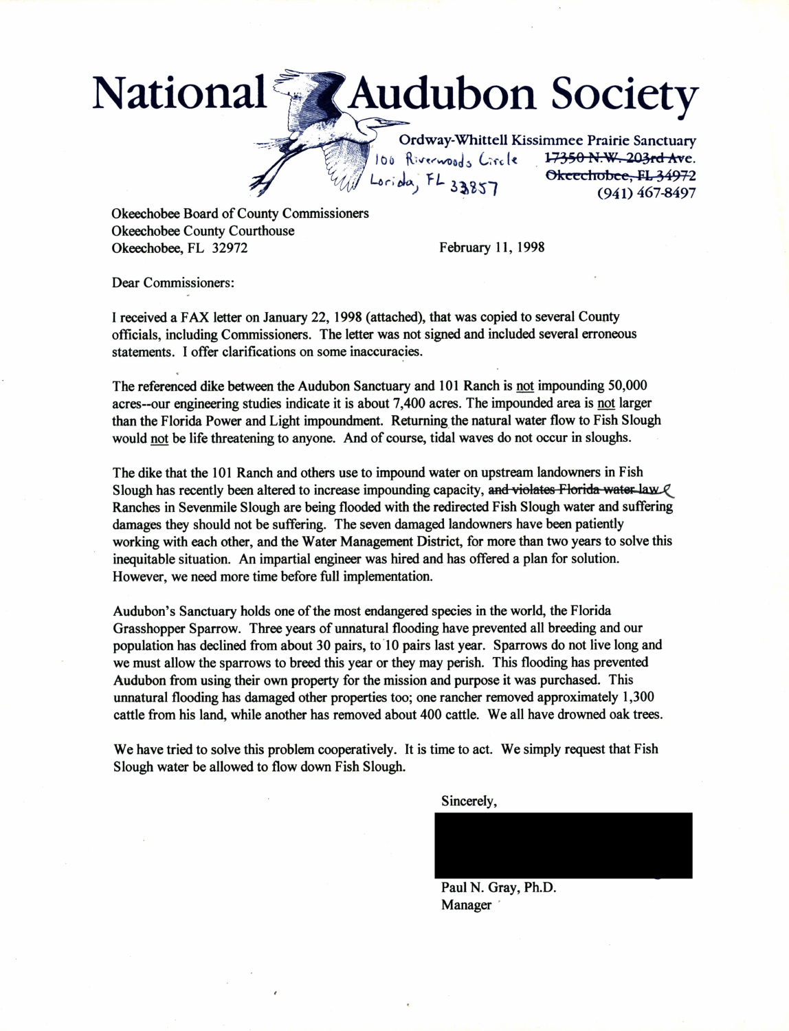# National Audubon Society

Ordway-Whittell Kissimmee Prairie Sanctuary
100 Riverwoods Circle
Lorida, FL 33857
~~17350 N.W. 203rd Ave.~~
~~Okeechobee, FL 34972~~
(941) 467-8497

Okeechobee Board of County Commissioners
Okeechobee County Courthouse
Okeechobee, FL 32972

February 11, 1998

Dear Commissioners:

I received a FAX letter on January 22, 1998 (attached), that was copied to several County officials, including Commissioners. The letter was not signed and included several erroneous statements. I offer clarifications on some inaccuracies.

The referenced dike between the Audubon Sanctuary and 101 Ranch is not impounding 50,000 acres--our engineering studies indicate it is about 7,400 acres. The impounded area is not larger than the Florida Power and Light impoundment. Returning the natural water flow to Fish Slough would not be life threatening to anyone. And of course, tidal waves do not occur in sloughs.

The dike that the 101 Ranch and others use to impound water on upstream landowners in Fish Slough has recently been altered to increase impounding capacity, ~~and violates Florida water law~~. Ranches in Sevenmile Slough are being flooded with the redirected Fish Slough water and suffering damages they should not be suffering. The seven damaged landowners have been patiently working with each other, and the Water Management District, for more than two years to solve this inequitable situation. An impartial engineer was hired and has offered a plan for solution. However, we need more time before full implementation.

Audubon's Sanctuary holds one of the most endangered species in the world, the Florida Grasshopper Sparrow. Three years of unnatural flooding have prevented all breeding and our population has declined from about 30 pairs, to 10 pairs last year. Sparrows do not live long and we must allow the sparrows to breed this year or they may perish. This flooding has prevented Audubon from using their own property for the mission and purpose it was purchased. This unnatural flooding has damaged other properties too; one rancher removed approximately 1,300 cattle from his land, while another has removed about 400 cattle. We all have drowned oak trees.

We have tried to solve this problem cooperatively. It is time to act. We simply request that Fish Slough water be allowed to flow down Fish Slough.

Sincerely,

Paul N. Gray, Ph.D.
Manager